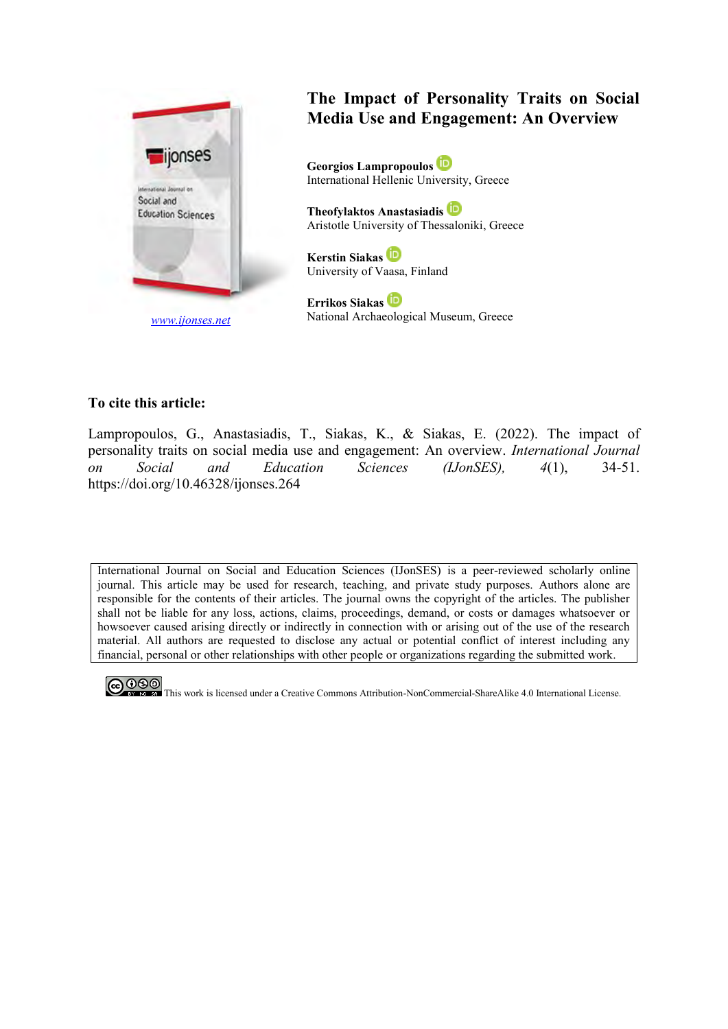# The Impact of Personality Traits on Social Media Use and Engagement: An Overview

**Georgios Lampropoulos**
International Hellenic University, Greece

**Theofylaktos Anastasiadis**
Aristotle University of Thessaloniki, Greece

**Kerstin Siakas**
University of Vaasa, Finland

**Errikos Siakas**
National Archaeological Museum, Greece

www.ijonses.net

**To cite this article:**

Lampropoulos, G., Anastasiadis, T., Siakas, K., & Siakas, E. (2022). The impact of personality traits on social media use and engagement: An overview. *International Journal on Social and Education Sciences (IJonSES), 4*(1), 34-51. https://doi.org/10.46328/ijonses.264

International Journal on Social and Education Sciences (IJonSES) is a peer-reviewed scholarly online journal. This article may be used for research, teaching, and private study purposes. Authors alone are responsible for the contents of their articles. The journal owns the copyright of the articles. The publisher shall not be liable for any loss, actions, claims, proceedings, demand, or costs or damages whatsoever or howsoever caused arising directly or indirectly in connection with or arising out of the use of the research material. All authors are requested to disclose any actual or potential conflict of interest including any financial, personal or other relationships with other people or organizations regarding the submitted work.

This work is licensed under a Creative Commons Attribution-NonCommercial-ShareAlike 4.0 International License.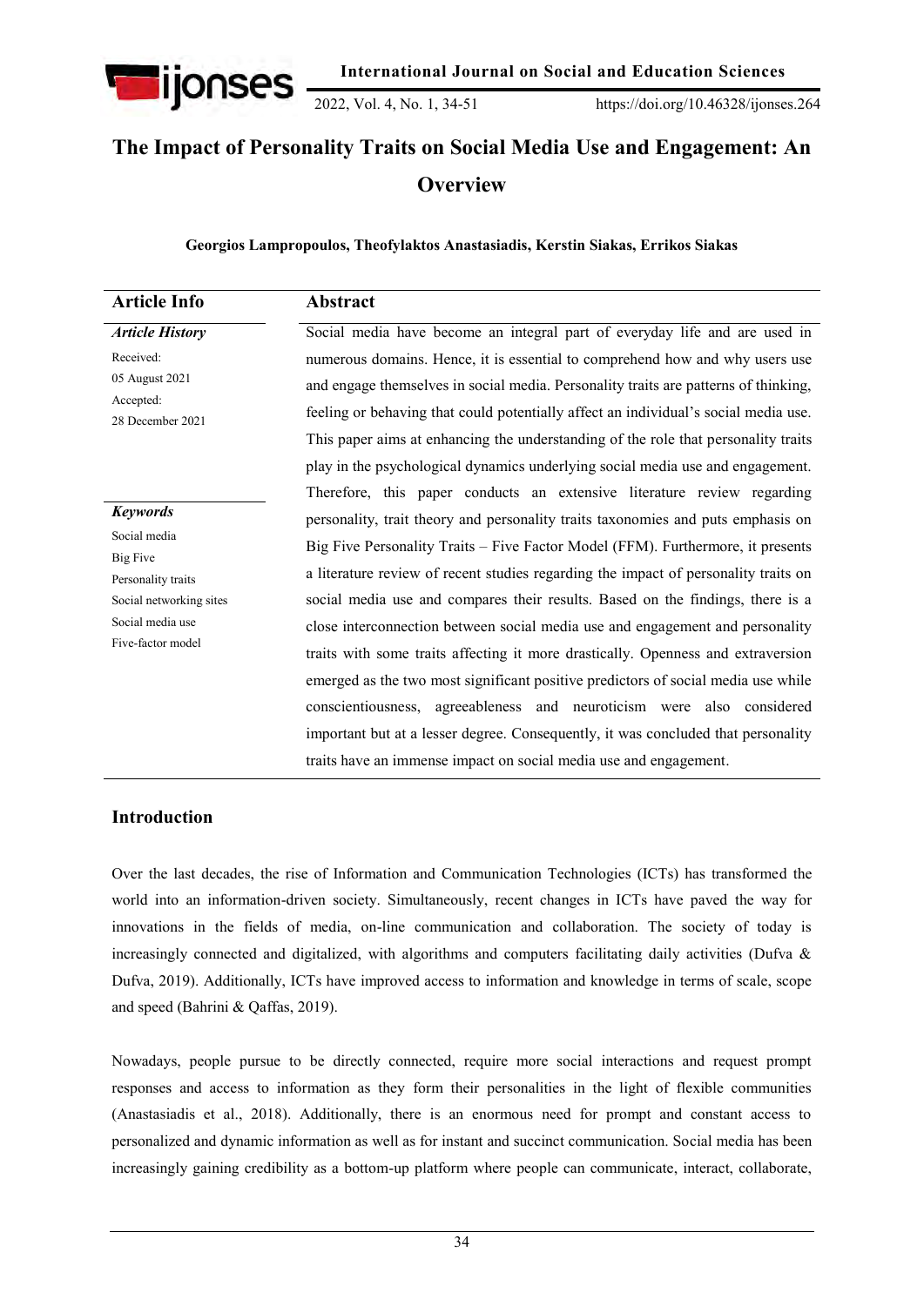# The Impact of Personality Traits on Social Media Use and Engagement: An Overview

**Georgios Lampropoulos, Theofylaktos Anastasiadis, Kerstin Siakas, Errikos Siakas**

| Article Info | Abstract |
|---|---|
| ***Article History***<br>Received:<br>05 August 2021<br>Accepted:<br>28 December 2021<br><br>***Keywords***<br>Social media<br>Big Five<br>Personality traits<br>Social networking sites<br>Social media use<br>Five-factor model | Social media have become an integral part of everyday life and are used in numerous domains. Hence, it is essential to comprehend how and why users use and engage themselves in social media. Personality traits are patterns of thinking, feeling or behaving that could potentially affect an individual's social media use. This paper aims at enhancing the understanding of the role that personality traits play in the psychological dynamics underlying social media use and engagement. Therefore, this paper conducts an extensive literature review regarding personality, trait theory and personality traits taxonomies and puts emphasis on Big Five Personality Traits – Five Factor Model (FFM). Furthermore, it presents a literature review of recent studies regarding the impact of personality traits on social media use and compares their results. Based on the findings, there is a close interconnection between social media use and engagement and personality traits with some traits affecting it more drastically. Openness and extraversion emerged as the two most significant positive predictors of social media use while conscientiousness, agreeableness and neuroticism were also considered important but at a lesser degree. Consequently, it was concluded that personality traits have an immense impact on social media use and engagement. |

## Introduction

Over the last decades, the rise of Information and Communication Technologies (ICTs) has transformed the world into an information-driven society. Simultaneously, recent changes in ICTs have paved the way for innovations in the fields of media, on-line communication and collaboration. The society of today is increasingly connected and digitalized, with algorithms and computers facilitating daily activities (Dufva & Dufva, 2019). Additionally, ICTs have improved access to information and knowledge in terms of scale, scope and speed (Bahrini & Qaffas, 2019).

Nowadays, people pursue to be directly connected, require more social interactions and request prompt responses and access to information as they form their personalities in the light of flexible communities (Anastasiadis et al., 2018). Additionally, there is an enormous need for prompt and constant access to personalized and dynamic information as well as for instant and succinct communication. Social media has been increasingly gaining credibility as a bottom-up platform where people can communicate, interact, collaborate,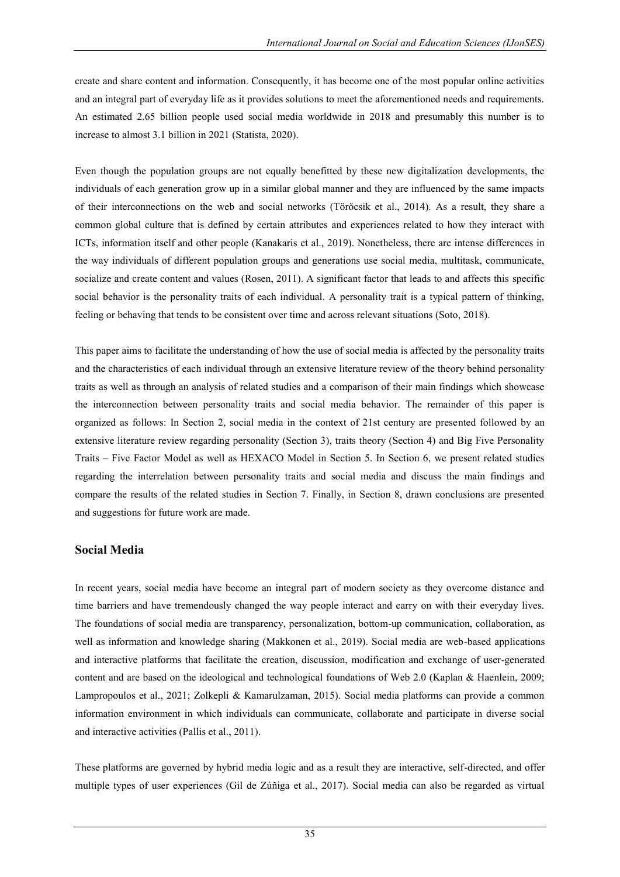create and share content and information. Consequently, it has become one of the most popular online activities and an integral part of everyday life as it provides solutions to meet the aforementioned needs and requirements. An estimated 2.65 billion people used social media worldwide in 2018 and presumably this number is to increase to almost 3.1 billion in 2021 (Statista, 2020).

Even though the population groups are not equally benefitted by these new digitalization developments, the individuals of each generation grow up in a similar global manner and they are influenced by the same impacts of their interconnections on the web and social networks (Törőcsik et al., 2014). As a result, they share a common global culture that is defined by certain attributes and experiences related to how they interact with ICTs, information itself and other people (Kanakaris et al., 2019). Nonetheless, there are intense differences in the way individuals of different population groups and generations use social media, multitask, communicate, socialize and create content and values (Rosen, 2011). A significant factor that leads to and affects this specific social behavior is the personality traits of each individual. A personality trait is a typical pattern of thinking, feeling or behaving that tends to be consistent over time and across relevant situations (Soto, 2018).

This paper aims to facilitate the understanding of how the use of social media is affected by the personality traits and the characteristics of each individual through an extensive literature review of the theory behind personality traits as well as through an analysis of related studies and a comparison of their main findings which showcase the interconnection between personality traits and social media behavior. The remainder of this paper is organized as follows: In Section 2, social media in the context of 21st century are presented followed by an extensive literature review regarding personality (Section 3), traits theory (Section 4) and Big Five Personality Traits – Five Factor Model as well as HEXACO Model in Section 5. In Section 6, we present related studies regarding the interrelation between personality traits and social media and discuss the main findings and compare the results of the related studies in Section 7. Finally, in Section 8, drawn conclusions are presented and suggestions for future work are made.

## Social Media

In recent years, social media have become an integral part of modern society as they overcome distance and time barriers and have tremendously changed the way people interact and carry on with their everyday lives. The foundations of social media are transparency, personalization, bottom-up communication, collaboration, as well as information and knowledge sharing (Makkonen et al., 2019). Social media are web-based applications and interactive platforms that facilitate the creation, discussion, modification and exchange of user-generated content and are based on the ideological and technological foundations of Web 2.0 (Kaplan & Haenlein, 2009; Lampropoulos et al., 2021; Zolkepli & Kamarulzaman, 2015). Social media platforms can provide a common information environment in which individuals can communicate, collaborate and participate in diverse social and interactive activities (Pallis et al., 2011).

These platforms are governed by hybrid media logic and as a result they are interactive, self-directed, and offer multiple types of user experiences (Gil de Zúñiga et al., 2017). Social media can also be regarded as virtual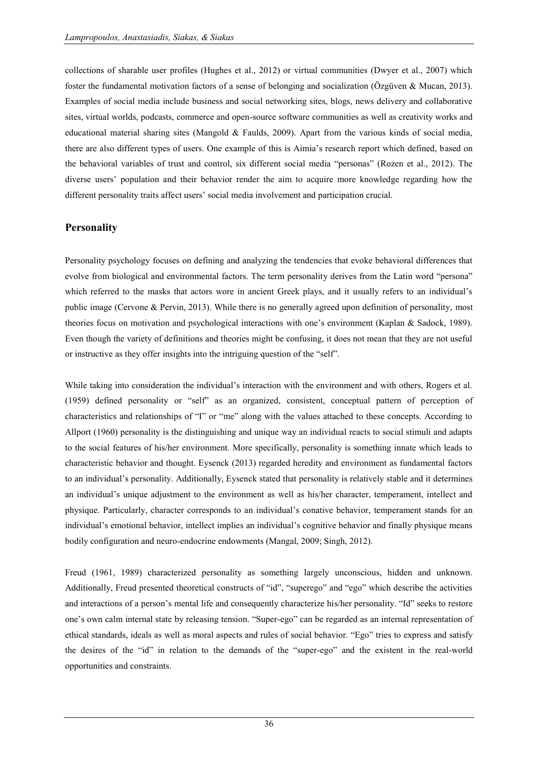collections of sharable user profiles (Hughes et al., 2012) or virtual communities (Dwyer et al., 2007) which foster the fundamental motivation factors of a sense of belonging and socialization (Özgüven & Mucan, 2013). Examples of social media include business and social networking sites, blogs, news delivery and collaborative sites, virtual worlds, podcasts, commerce and open-source software communities as well as creativity works and educational material sharing sites (Mangold & Faulds, 2009). Apart from the various kinds of social media, there are also different types of users. One example of this is Aimia's research report which defined, based on the behavioral variables of trust and control, six different social media "personas" (Rozen et al., 2012). The diverse users' population and their behavior render the aim to acquire more knowledge regarding how the different personality traits affect users' social media involvement and participation crucial.

## Personality

Personality psychology focuses on defining and analyzing the tendencies that evoke behavioral differences that evolve from biological and environmental factors. The term personality derives from the Latin word "persona" which referred to the masks that actors wore in ancient Greek plays, and it usually refers to an individual's public image (Cervone & Pervin, 2013). While there is no generally agreed upon definition of personality, most theories focus on motivation and psychological interactions with one's environment (Kaplan & Sadock, 1989). Even though the variety of definitions and theories might be confusing, it does not mean that they are not useful or instructive as they offer insights into the intriguing question of the "self".

While taking into consideration the individual's interaction with the environment and with others, Rogers et al. (1959) defined personality or "self" as an organized, consistent, conceptual pattern of perception of characteristics and relationships of "I" or "me" along with the values attached to these concepts. According to Allport (1960) personality is the distinguishing and unique way an individual reacts to social stimuli and adapts to the social features of his/her environment. More specifically, personality is something innate which leads to characteristic behavior and thought. Eysenck (2013) regarded heredity and environment as fundamental factors to an individual's personality. Additionally, Eysenck stated that personality is relatively stable and it determines an individual's unique adjustment to the environment as well as his/her character, temperament, intellect and physique. Particularly, character corresponds to an individual's conative behavior, temperament stands for an individual's emotional behavior, intellect implies an individual's cognitive behavior and finally physique means bodily configuration and neuro-endocrine endowments (Mangal, 2009; Singh, 2012).

Freud (1961, 1989) characterized personality as something largely unconscious, hidden and unknown. Additionally, Freud presented theoretical constructs of "id", "superego" and "ego" which describe the activities and interactions of a person's mental life and consequently characterize his/her personality. "Id" seeks to restore one's own calm internal state by releasing tension. "Super-ego" can be regarded as an internal representation of ethical standards, ideals as well as moral aspects and rules of social behavior. "Ego" tries to express and satisfy the desires of the "id" in relation to the demands of the "super-ego" and the existent in the real-world opportunities and constraints.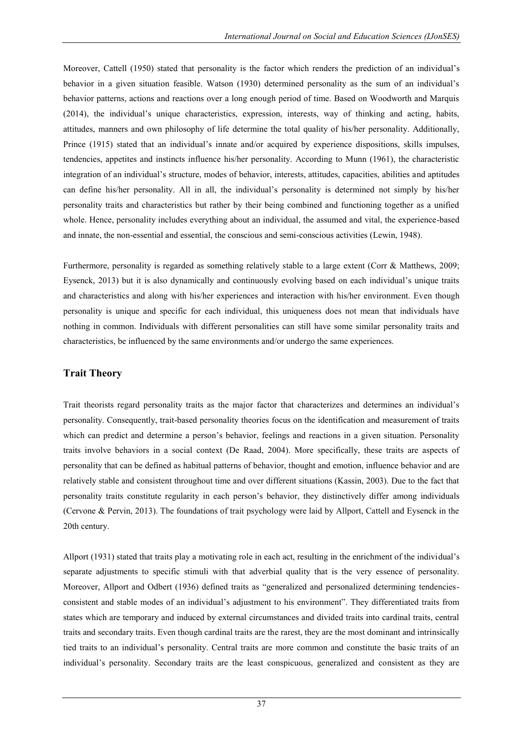Moreover, Cattell (1950) stated that personality is the factor which renders the prediction of an individual's behavior in a given situation feasible. Watson (1930) determined personality as the sum of an individual's behavior patterns, actions and reactions over a long enough period of time. Based on Woodworth and Marquis (2014), the individual's unique characteristics, expression, interests, way of thinking and acting, habits, attitudes, manners and own philosophy of life determine the total quality of his/her personality. Additionally, Prince (1915) stated that an individual's innate and/or acquired by experience dispositions, skills impulses, tendencies, appetites and instincts influence his/her personality. According to Munn (1961), the characteristic integration of an individual's structure, modes of behavior, interests, attitudes, capacities, abilities and aptitudes can define his/her personality. All in all, the individual's personality is determined not simply by his/her personality traits and characteristics but rather by their being combined and functioning together as a unified whole. Hence, personality includes everything about an individual, the assumed and vital, the experience-based and innate, the non-essential and essential, the conscious and semi-conscious activities (Lewin, 1948).

Furthermore, personality is regarded as something relatively stable to a large extent (Corr & Matthews, 2009; Eysenck, 2013) but it is also dynamically and continuously evolving based on each individual's unique traits and characteristics and along with his/her experiences and interaction with his/her environment. Even though personality is unique and specific for each individual, this uniqueness does not mean that individuals have nothing in common. Individuals with different personalities can still have some similar personality traits and characteristics, be influenced by the same environments and/or undergo the same experiences.

## Trait Theory

Trait theorists regard personality traits as the major factor that characterizes and determines an individual's personality. Consequently, trait-based personality theories focus on the identification and measurement of traits which can predict and determine a person's behavior, feelings and reactions in a given situation. Personality traits involve behaviors in a social context (De Raad, 2004). More specifically, these traits are aspects of personality that can be defined as habitual patterns of behavior, thought and emotion, influence behavior and are relatively stable and consistent throughout time and over different situations (Kassin, 2003). Due to the fact that personality traits constitute regularity in each person's behavior, they distinctively differ among individuals (Cervone & Pervin, 2013). The foundations of trait psychology were laid by Allport, Cattell and Eysenck in the 20th century.

Allport (1931) stated that traits play a motivating role in each act, resulting in the enrichment of the individual's separate adjustments to specific stimuli with that adverbial quality that is the very essence of personality. Moreover, Allport and Odbert (1936) defined traits as "generalized and personalized determining tendencies-consistent and stable modes of an individual's adjustment to his environment". They differentiated traits from states which are temporary and induced by external circumstances and divided traits into cardinal traits, central traits and secondary traits. Even though cardinal traits are the rarest, they are the most dominant and intrinsically tied traits to an individual's personality. Central traits are more common and constitute the basic traits of an individual's personality. Secondary traits are the least conspicuous, generalized and consistent as they are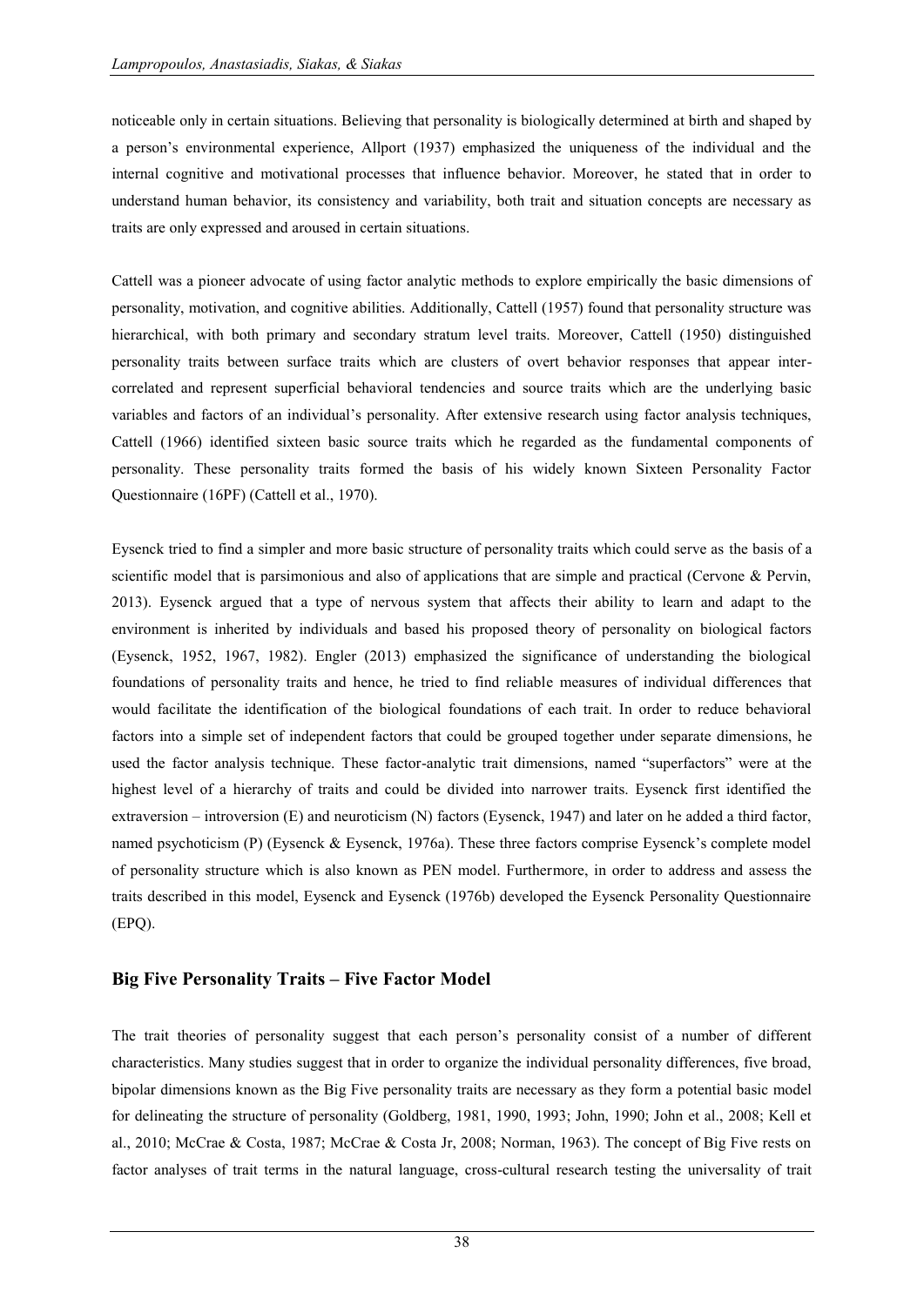noticeable only in certain situations. Believing that personality is biologically determined at birth and shaped by a person's environmental experience, Allport (1937) emphasized the uniqueness of the individual and the internal cognitive and motivational processes that influence behavior. Moreover, he stated that in order to understand human behavior, its consistency and variability, both trait and situation concepts are necessary as traits are only expressed and aroused in certain situations.

Cattell was a pioneer advocate of using factor analytic methods to explore empirically the basic dimensions of personality, motivation, and cognitive abilities. Additionally, Cattell (1957) found that personality structure was hierarchical, with both primary and secondary stratum level traits. Moreover, Cattell (1950) distinguished personality traits between surface traits which are clusters of overt behavior responses that appear inter-correlated and represent superficial behavioral tendencies and source traits which are the underlying basic variables and factors of an individual's personality. After extensive research using factor analysis techniques, Cattell (1966) identified sixteen basic source traits which he regarded as the fundamental components of personality. These personality traits formed the basis of his widely known Sixteen Personality Factor Questionnaire (16PF) (Cattell et al., 1970).

Eysenck tried to find a simpler and more basic structure of personality traits which could serve as the basis of a scientific model that is parsimonious and also of applications that are simple and practical (Cervone & Pervin, 2013). Eysenck argued that a type of nervous system that affects their ability to learn and adapt to the environment is inherited by individuals and based his proposed theory of personality on biological factors (Eysenck, 1952, 1967, 1982). Engler (2013) emphasized the significance of understanding the biological foundations of personality traits and hence, he tried to find reliable measures of individual differences that would facilitate the identification of the biological foundations of each trait. In order to reduce behavioral factors into a simple set of independent factors that could be grouped together under separate dimensions, he used the factor analysis technique. These factor-analytic trait dimensions, named "superfactors" were at the highest level of a hierarchy of traits and could be divided into narrower traits. Eysenck first identified the extraversion – introversion (E) and neuroticism (N) factors (Eysenck, 1947) and later on he added a third factor, named psychoticism (P) (Eysenck & Eysenck, 1976a). These three factors comprise Eysenck's complete model of personality structure which is also known as PEN model. Furthermore, in order to address and assess the traits described in this model, Eysenck and Eysenck (1976b) developed the Eysenck Personality Questionnaire (EPQ).

## Big Five Personality Traits – Five Factor Model

The trait theories of personality suggest that each person's personality consist of a number of different characteristics. Many studies suggest that in order to organize the individual personality differences, five broad, bipolar dimensions known as the Big Five personality traits are necessary as they form a potential basic model for delineating the structure of personality (Goldberg, 1981, 1990, 1993; John, 1990; John et al., 2008; Kell et al., 2010; McCrae & Costa, 1987; McCrae & Costa Jr, 2008; Norman, 1963). The concept of Big Five rests on factor analyses of trait terms in the natural language, cross-cultural research testing the universality of trait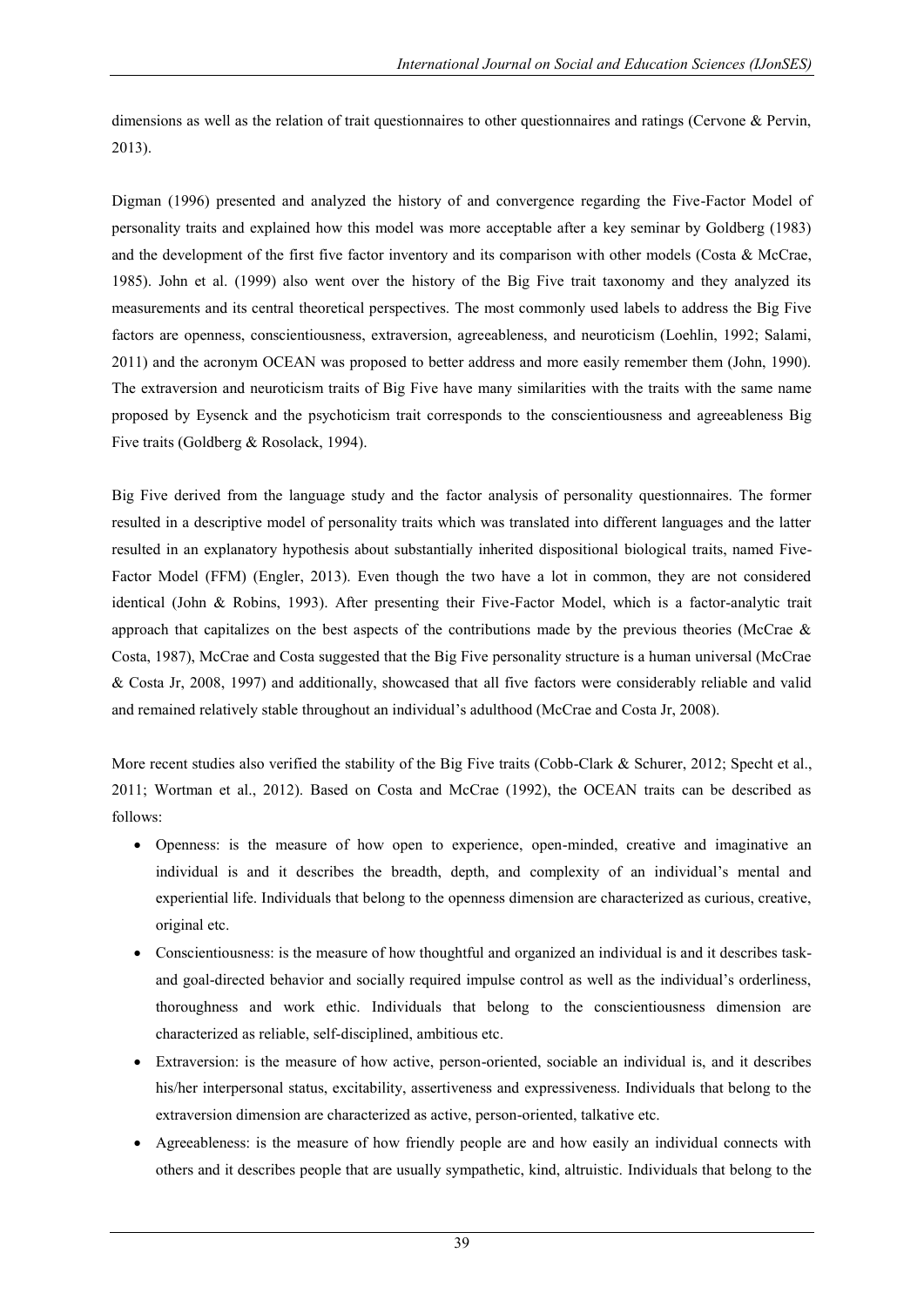dimensions as well as the relation of trait questionnaires to other questionnaires and ratings (Cervone & Pervin, 2013).

Digman (1996) presented and analyzed the history of and convergence regarding the Five-Factor Model of personality traits and explained how this model was more acceptable after a key seminar by Goldberg (1983) and the development of the first five factor inventory and its comparison with other models (Costa & McCrae, 1985). John et al. (1999) also went over the history of the Big Five trait taxonomy and they analyzed its measurements and its central theoretical perspectives. The most commonly used labels to address the Big Five factors are openness, conscientiousness, extraversion, agreeableness, and neuroticism (Loehlin, 1992; Salami, 2011) and the acronym OCEAN was proposed to better address and more easily remember them (John, 1990). The extraversion and neuroticism traits of Big Five have many similarities with the traits with the same name proposed by Eysenck and the psychoticism trait corresponds to the conscientiousness and agreeableness Big Five traits (Goldberg & Rosolack, 1994).

Big Five derived from the language study and the factor analysis of personality questionnaires. The former resulted in a descriptive model of personality traits which was translated into different languages and the latter resulted in an explanatory hypothesis about substantially inherited dispositional biological traits, named Five-Factor Model (FFM) (Engler, 2013). Even though the two have a lot in common, they are not considered identical (John & Robins, 1993). After presenting their Five-Factor Model, which is a factor-analytic trait approach that capitalizes on the best aspects of the contributions made by the previous theories (McCrae & Costa, 1987), McCrae and Costa suggested that the Big Five personality structure is a human universal (McCrae & Costa Jr, 2008, 1997) and additionally, showcased that all five factors were considerably reliable and valid and remained relatively stable throughout an individual's adulthood (McCrae and Costa Jr, 2008).

More recent studies also verified the stability of the Big Five traits (Cobb-Clark & Schurer, 2012; Specht et al., 2011; Wortman et al., 2012). Based on Costa and McCrae (1992), the OCEAN traits can be described as follows:

- Openness: is the measure of how open to experience, open-minded, creative and imaginative an individual is and it describes the breadth, depth, and complexity of an individual's mental and experiential life. Individuals that belong to the openness dimension are characterized as curious, creative, original etc.
- Conscientiousness: is the measure of how thoughtful and organized an individual is and it describes task- and goal-directed behavior and socially required impulse control as well as the individual's orderliness, thoroughness and work ethic. Individuals that belong to the conscientiousness dimension are characterized as reliable, self-disciplined, ambitious etc.
- Extraversion: is the measure of how active, person-oriented, sociable an individual is, and it describes his/her interpersonal status, excitability, assertiveness and expressiveness. Individuals that belong to the extraversion dimension are characterized as active, person-oriented, talkative etc.
- Agreeableness: is the measure of how friendly people are and how easily an individual connects with others and it describes people that are usually sympathetic, kind, altruistic. Individuals that belong to the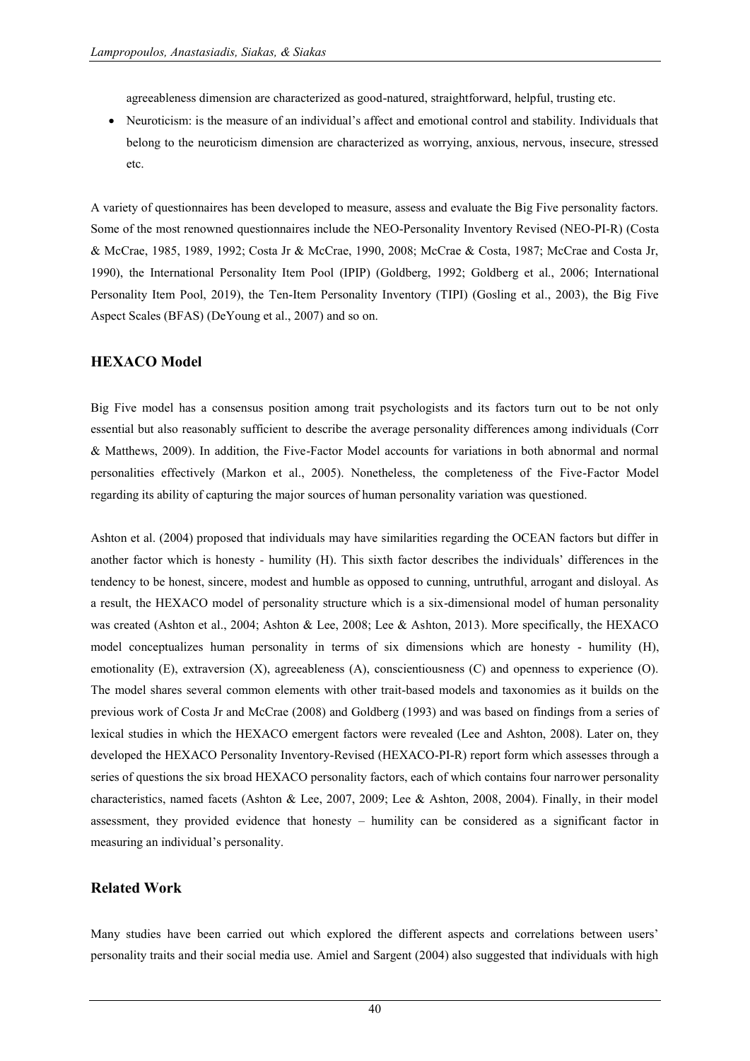agreeableness dimension are characterized as good-natured, straightforward, helpful, trusting etc.

- Neuroticism: is the measure of an individual's affect and emotional control and stability. Individuals that belong to the neuroticism dimension are characterized as worrying, anxious, nervous, insecure, stressed etc.

A variety of questionnaires has been developed to measure, assess and evaluate the Big Five personality factors. Some of the most renowned questionnaires include the NEO-Personality Inventory Revised (NEO-PI-R) (Costa & McCrae, 1985, 1989, 1992; Costa Jr & McCrae, 1990, 2008; McCrae & Costa, 1987; McCrae and Costa Jr, 1990), the International Personality Item Pool (IPIP) (Goldberg, 1992; Goldberg et al., 2006; International Personality Item Pool, 2019), the Ten-Item Personality Inventory (TIPI) (Gosling et al., 2003), the Big Five Aspect Scales (BFAS) (DeYoung et al., 2007) and so on.

## HEXACO Model

Big Five model has a consensus position among trait psychologists and its factors turn out to be not only essential but also reasonably sufficient to describe the average personality differences among individuals (Corr & Matthews, 2009). In addition, the Five-Factor Model accounts for variations in both abnormal and normal personalities effectively (Markon et al., 2005). Nonetheless, the completeness of the Five-Factor Model regarding its ability of capturing the major sources of human personality variation was questioned.

Ashton et al. (2004) proposed that individuals may have similarities regarding the OCEAN factors but differ in another factor which is honesty - humility (H). This sixth factor describes the individuals' differences in the tendency to be honest, sincere, modest and humble as opposed to cunning, untruthful, arrogant and disloyal. As a result, the HEXACO model of personality structure which is a six-dimensional model of human personality was created (Ashton et al., 2004; Ashton & Lee, 2008; Lee & Ashton, 2013). More specifically, the HEXACO model conceptualizes human personality in terms of six dimensions which are honesty - humility (H), emotionality (E), extraversion (X), agreeableness (A), conscientiousness (C) and openness to experience (O). The model shares several common elements with other trait-based models and taxonomies as it builds on the previous work of Costa Jr and McCrae (2008) and Goldberg (1993) and was based on findings from a series of lexical studies in which the HEXACO emergent factors were revealed (Lee and Ashton, 2008). Later on, they developed the HEXACO Personality Inventory-Revised (HEXACO-PI-R) report form which assesses through a series of questions the six broad HEXACO personality factors, each of which contains four narrower personality characteristics, named facets (Ashton & Lee, 2007, 2009; Lee & Ashton, 2008, 2004). Finally, in their model assessment, they provided evidence that honesty – humility can be considered as a significant factor in measuring an individual's personality.

## Related Work

Many studies have been carried out which explored the different aspects and correlations between users' personality traits and their social media use. Amiel and Sargent (2004) also suggested that individuals with high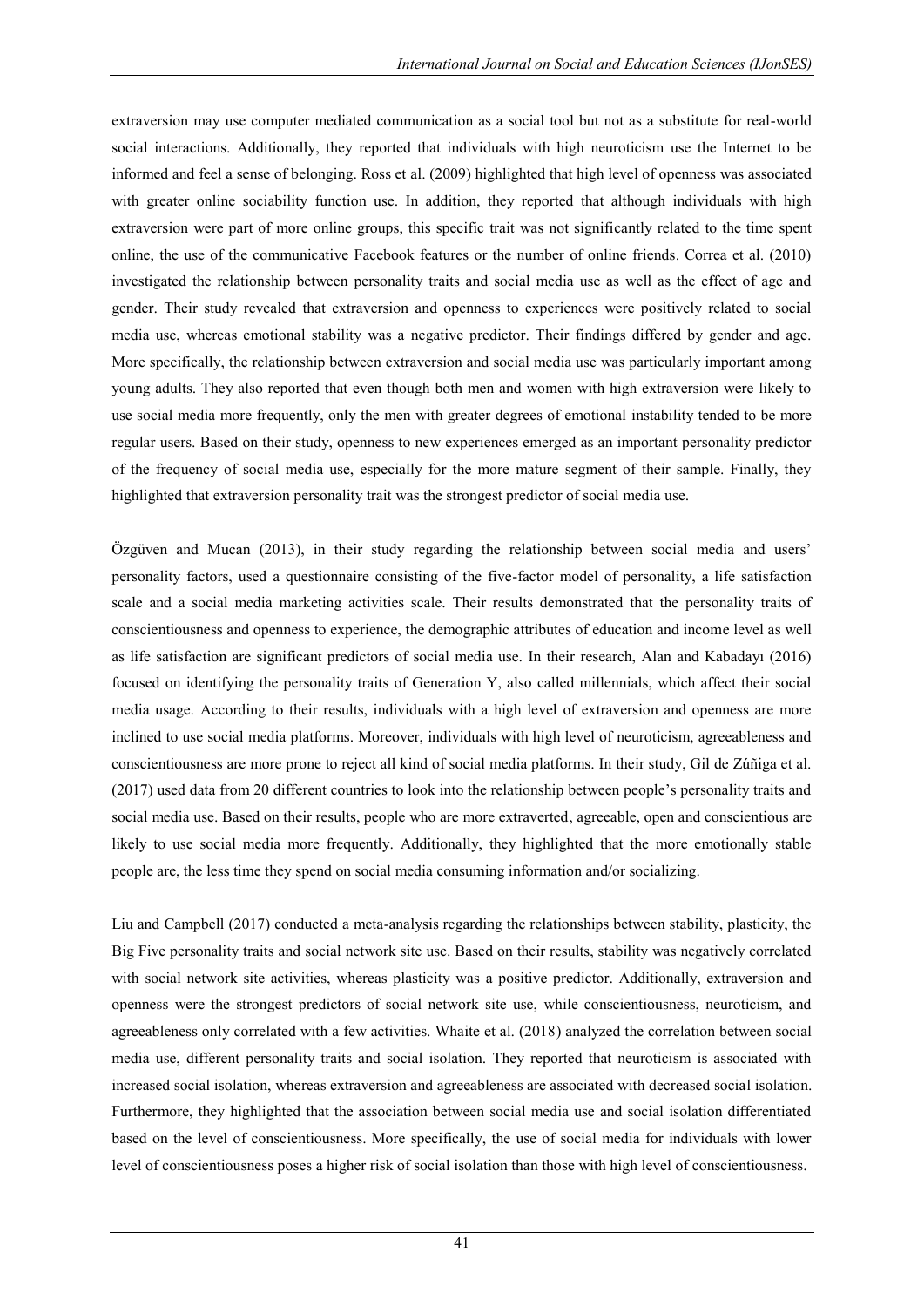extraversion may use computer mediated communication as a social tool but not as a substitute for real-world social interactions. Additionally, they reported that individuals with high neuroticism use the Internet to be informed and feel a sense of belonging. Ross et al. (2009) highlighted that high level of openness was associated with greater online sociability function use. In addition, they reported that although individuals with high extraversion were part of more online groups, this specific trait was not significantly related to the time spent online, the use of the communicative Facebook features or the number of online friends. Correa et al. (2010) investigated the relationship between personality traits and social media use as well as the effect of age and gender. Their study revealed that extraversion and openness to experiences were positively related to social media use, whereas emotional stability was a negative predictor. Their findings differed by gender and age. More specifically, the relationship between extraversion and social media use was particularly important among young adults. They also reported that even though both men and women with high extraversion were likely to use social media more frequently, only the men with greater degrees of emotional instability tended to be more regular users. Based on their study, openness to new experiences emerged as an important personality predictor of the frequency of social media use, especially for the more mature segment of their sample. Finally, they highlighted that extraversion personality trait was the strongest predictor of social media use.

Özgüven and Mucan (2013), in their study regarding the relationship between social media and users' personality factors, used a questionnaire consisting of the five-factor model of personality, a life satisfaction scale and a social media marketing activities scale. Their results demonstrated that the personality traits of conscientiousness and openness to experience, the demographic attributes of education and income level as well as life satisfaction are significant predictors of social media use. In their research, Alan and Kabadayı (2016) focused on identifying the personality traits of Generation Y, also called millennials, which affect their social media usage. According to their results, individuals with a high level of extraversion and openness are more inclined to use social media platforms. Moreover, individuals with high level of neuroticism, agreeableness and conscientiousness are more prone to reject all kind of social media platforms. In their study, Gil de Zúñiga et al. (2017) used data from 20 different countries to look into the relationship between people's personality traits and social media use. Based on their results, people who are more extraverted, agreeable, open and conscientious are likely to use social media more frequently. Additionally, they highlighted that the more emotionally stable people are, the less time they spend on social media consuming information and/or socializing.

Liu and Campbell (2017) conducted a meta-analysis regarding the relationships between stability, plasticity, the Big Five personality traits and social network site use. Based on their results, stability was negatively correlated with social network site activities, whereas plasticity was a positive predictor. Additionally, extraversion and openness were the strongest predictors of social network site use, while conscientiousness, neuroticism, and agreeableness only correlated with a few activities. Whaite et al. (2018) analyzed the correlation between social media use, different personality traits and social isolation. They reported that neuroticism is associated with increased social isolation, whereas extraversion and agreeableness are associated with decreased social isolation. Furthermore, they highlighted that the association between social media use and social isolation differentiated based on the level of conscientiousness. More specifically, the use of social media for individuals with lower level of conscientiousness poses a higher risk of social isolation than those with high level of conscientiousness.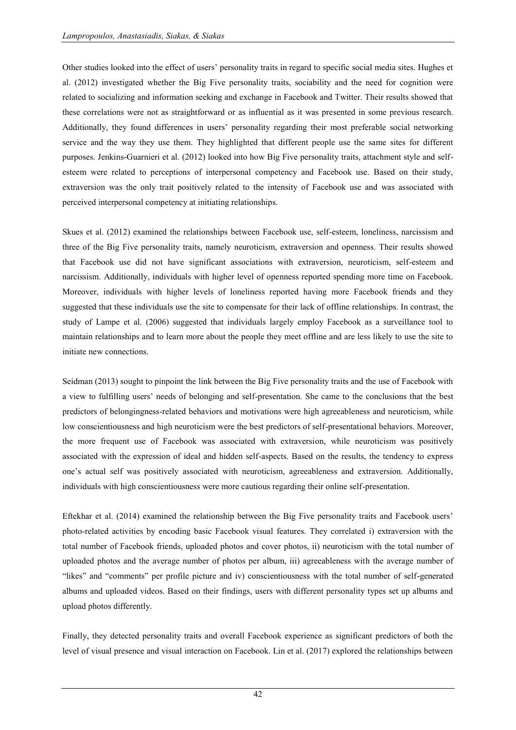Other studies looked into the effect of users' personality traits in regard to specific social media sites. Hughes et al. (2012) investigated whether the Big Five personality traits, sociability and the need for cognition were related to socializing and information seeking and exchange in Facebook and Twitter. Their results showed that these correlations were not as straightforward or as influential as it was presented in some previous research. Additionally, they found differences in users' personality regarding their most preferable social networking service and the way they use them. They highlighted that different people use the same sites for different purposes. Jenkins-Guarnieri et al. (2012) looked into how Big Five personality traits, attachment style and self-esteem were related to perceptions of interpersonal competency and Facebook use. Based on their study, extraversion was the only trait positively related to the intensity of Facebook use and was associated with perceived interpersonal competency at initiating relationships.

Skues et al. (2012) examined the relationships between Facebook use, self-esteem, loneliness, narcissism and three of the Big Five personality traits, namely neuroticism, extraversion and openness. Their results showed that Facebook use did not have significant associations with extraversion, neuroticism, self-esteem and narcissism. Additionally, individuals with higher level of openness reported spending more time on Facebook. Moreover, individuals with higher levels of loneliness reported having more Facebook friends and they suggested that these individuals use the site to compensate for their lack of offline relationships. In contrast, the study of Lampe et al. (2006) suggested that individuals largely employ Facebook as a surveillance tool to maintain relationships and to learn more about the people they meet offline and are less likely to use the site to initiate new connections.

Seidman (2013) sought to pinpoint the link between the Big Five personality traits and the use of Facebook with a view to fulfilling users' needs of belonging and self-presentation. She came to the conclusions that the best predictors of belongingness-related behaviors and motivations were high agreeableness and neuroticism, while low conscientiousness and high neuroticism were the best predictors of self-presentational behaviors. Moreover, the more frequent use of Facebook was associated with extraversion, while neuroticism was positively associated with the expression of ideal and hidden self-aspects. Based on the results, the tendency to express one's actual self was positively associated with neuroticism, agreeableness and extraversion. Additionally, individuals with high conscientiousness were more cautious regarding their online self-presentation.

Eftekhar et al. (2014) examined the relationship between the Big Five personality traits and Facebook users' photo-related activities by encoding basic Facebook visual features. They correlated i) extraversion with the total number of Facebook friends, uploaded photos and cover photos, ii) neuroticism with the total number of uploaded photos and the average number of photos per album, iii) agreeableness with the average number of "likes" and "comments" per profile picture and iv) conscientiousness with the total number of self-generated albums and uploaded videos. Based on their findings, users with different personality types set up albums and upload photos differently.

Finally, they detected personality traits and overall Facebook experience as significant predictors of both the level of visual presence and visual interaction on Facebook. Lin et al. (2017) explored the relationships between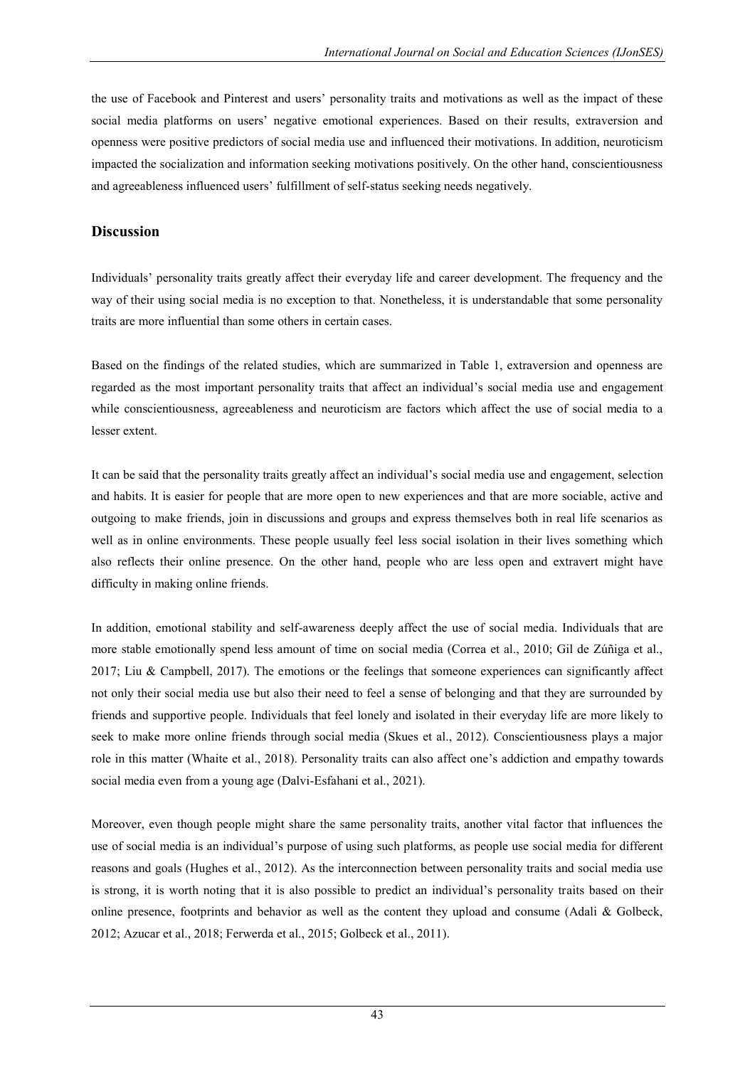the use of Facebook and Pinterest and users' personality traits and motivations as well as the impact of these social media platforms on users' negative emotional experiences. Based on their results, extraversion and openness were positive predictors of social media use and influenced their motivations. In addition, neuroticism impacted the socialization and information seeking motivations positively. On the other hand, conscientiousness and agreeableness influenced users' fulfillment of self-status seeking needs negatively.

## Discussion

Individuals' personality traits greatly affect their everyday life and career development. The frequency and the way of their using social media is no exception to that. Nonetheless, it is understandable that some personality traits are more influential than some others in certain cases.

Based on the findings of the related studies, which are summarized in Table 1, extraversion and openness are regarded as the most important personality traits that affect an individual's social media use and engagement while conscientiousness, agreeableness and neuroticism are factors which affect the use of social media to a lesser extent.

It can be said that the personality traits greatly affect an individual's social media use and engagement, selection and habits. It is easier for people that are more open to new experiences and that are more sociable, active and outgoing to make friends, join in discussions and groups and express themselves both in real life scenarios as well as in online environments. These people usually feel less social isolation in their lives something which also reflects their online presence. On the other hand, people who are less open and extravert might have difficulty in making online friends.

In addition, emotional stability and self-awareness deeply affect the use of social media. Individuals that are more stable emotionally spend less amount of time on social media (Correa et al., 2010; Gil de Zúñiga et al., 2017; Liu & Campbell, 2017). The emotions or the feelings that someone experiences can significantly affect not only their social media use but also their need to feel a sense of belonging and that they are surrounded by friends and supportive people. Individuals that feel lonely and isolated in their everyday life are more likely to seek to make more online friends through social media (Skues et al., 2012). Conscientiousness plays a major role in this matter (Whaite et al., 2018). Personality traits can also affect one's addiction and empathy towards social media even from a young age (Dalvi-Esfahani et al., 2021).

Moreover, even though people might share the same personality traits, another vital factor that influences the use of social media is an individual's purpose of using such platforms, as people use social media for different reasons and goals (Hughes et al., 2012). As the interconnection between personality traits and social media use is strong, it is worth noting that it is also possible to predict an individual's personality traits based on their online presence, footprints and behavior as well as the content they upload and consume (Adali & Golbeck, 2012; Azucar et al., 2018; Ferwerda et al., 2015; Golbeck et al., 2011).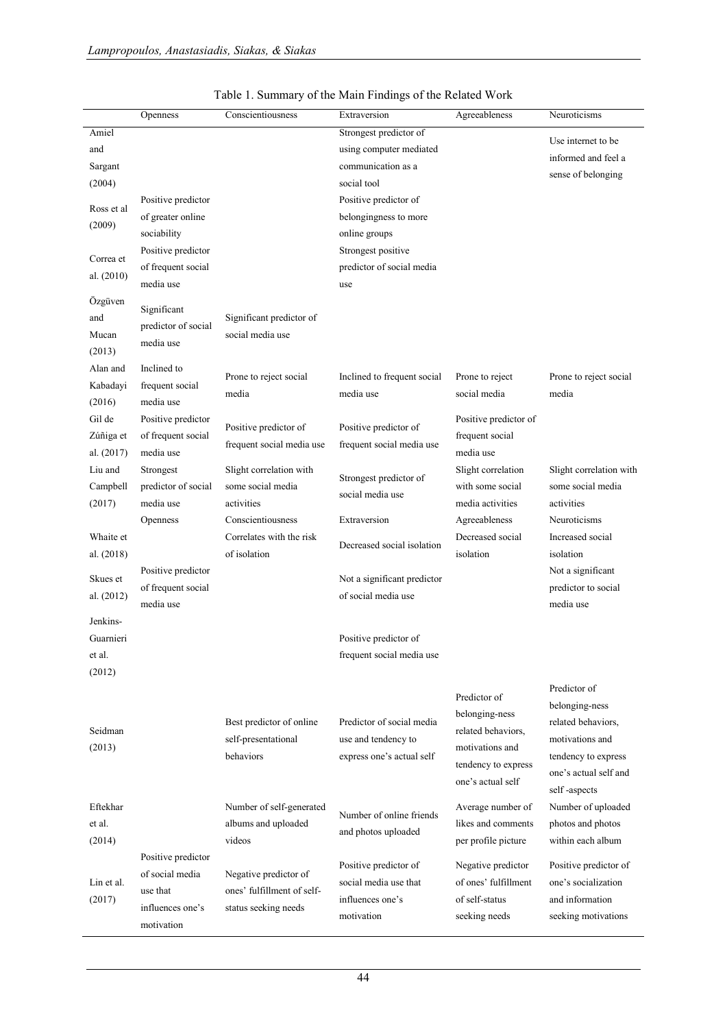Table 1. Summary of the Main Findings of the Related Work

| | Openness | Conscientiousness | Extraversion | Agreeableness | Neuroticisms |
|---|---|---|---|---|---|
| Amiel and Sargant (2004) | | | Strongest predictor of using computer mediated communication as a social tool | | Use internet to be informed and feel a sense of belonging |
| Ross et al (2009) | Positive predictor of greater online sociability | | Positive predictor of belongingness to more online groups | | |
| Correa et al. (2010) | Positive predictor of frequent social media use | | Strongest positive predictor of social media use | | |
| Özgüven and Mucan (2013) | Significant predictor of social media use | Significant predictor of social media use | | | |
| Alan and Kabadayi (2016) | Inclined to frequent social media use | Prone to reject social media | Inclined to frequent social media use | Prone to reject social media | Prone to reject social media |
| Gil de Zúñiga et al. (2017) | Positive predictor of frequent social media use | Positive predictor of frequent social media use | Positive predictor of frequent social media use | Positive predictor of frequent social media use | |
| Liu and Campbell (2017) | Strongest predictor of social media use | Slight correlation with some social media activities | Strongest predictor of social media use | Slight correlation with some social media activities | Slight correlation with some social media activities |
| | Openness | Conscientiousness | Extraversion | Agreeableness | Neuroticisms |
| Whaite et al. (2018) | | Correlates with the risk of isolation | Decreased social isolation | Decreased social isolation | Increased social isolation |
| Skues et al. (2012) | Positive predictor of frequent social media use | | Not a significant predictor of social media use | | Not a significant predictor to social media use |
| Jenkins-Guarnieri et al. (2012) | | | Positive predictor of frequent social media use | | |
| Seidman (2013) | | Best predictor of online self-presentational behaviors | Predictor of social media use and tendency to express one's actual self | Predictor of belonging-ness related behaviors, motivations and tendency to express one's actual self | Predictor of belonging-ness related behaviors, motivations and tendency to express one's actual self and self -aspects |
| Eftekhar et al. (2014) | | Number of self-generated albums and uploaded videos | Number of online friends and photos uploaded | Average number of likes and comments per profile picture | Number of uploaded photos and photos within each album |
| Lin et al. (2017) | Positive predictor of social media use that influences one's motivation | Negative predictor of ones' fulfillment of self-status seeking needs | Positive predictor of social media use that influences one's motivation | Negative predictor of ones' fulfillment of self-status seeking needs | Positive predictor of one's socialization and information seeking motivations |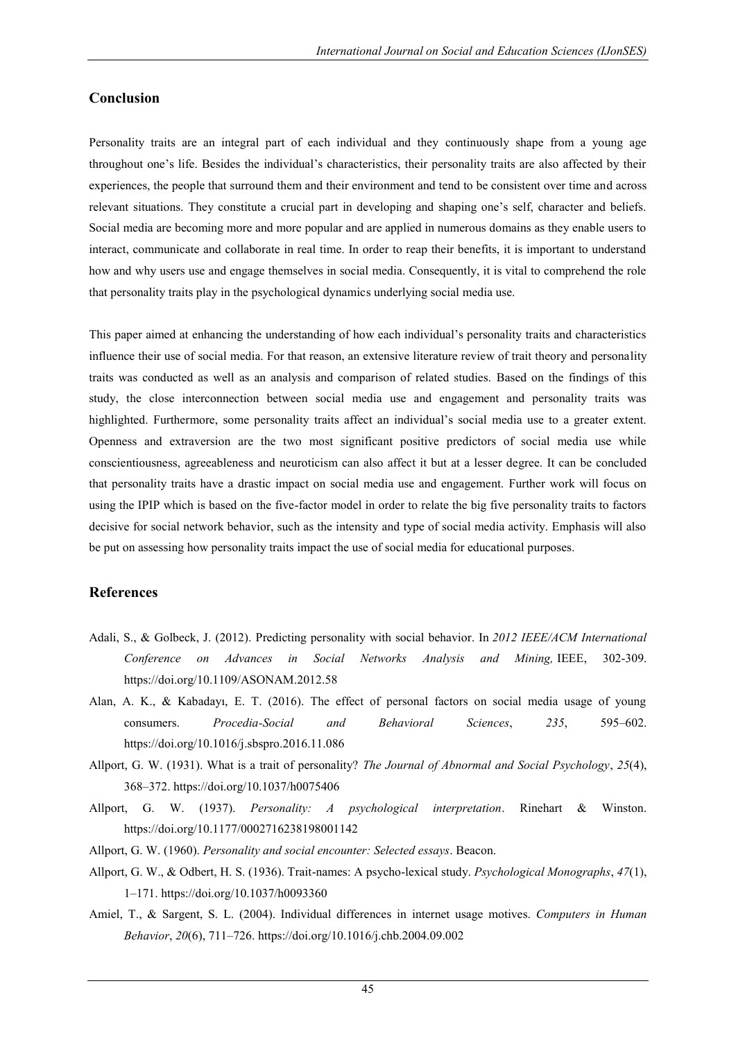## Conclusion

Personality traits are an integral part of each individual and they continuously shape from a young age throughout one's life. Besides the individual's characteristics, their personality traits are also affected by their experiences, the people that surround them and their environment and tend to be consistent over time and across relevant situations. They constitute a crucial part in developing and shaping one's self, character and beliefs. Social media are becoming more and more popular and are applied in numerous domains as they enable users to interact, communicate and collaborate in real time. In order to reap their benefits, it is important to understand how and why users use and engage themselves in social media. Consequently, it is vital to comprehend the role that personality traits play in the psychological dynamics underlying social media use.

This paper aimed at enhancing the understanding of how each individual's personality traits and characteristics influence their use of social media. For that reason, an extensive literature review of trait theory and personality traits was conducted as well as an analysis and comparison of related studies. Based on the findings of this study, the close interconnection between social media use and engagement and personality traits was highlighted. Furthermore, some personality traits affect an individual's social media use to a greater extent. Openness and extraversion are the two most significant positive predictors of social media use while conscientiousness, agreeableness and neuroticism can also affect it but at a lesser degree. It can be concluded that personality traits have a drastic impact on social media use and engagement. Further work will focus on using the IPIP which is based on the five-factor model in order to relate the big five personality traits to factors decisive for social network behavior, such as the intensity and type of social media activity. Emphasis will also be put on assessing how personality traits impact the use of social media for educational purposes.

## References

Adali, S., & Golbeck, J. (2012). Predicting personality with social behavior. In *2012 IEEE/ACM International Conference on Advances in Social Networks Analysis and Mining,* IEEE, 302-309. https://doi.org/10.1109/ASONAM.2012.58

Alan, A. K., & Kabadayı, E. T. (2016). The effect of personal factors on social media usage of young consumers. *Procedia-Social and Behavioral Sciences*, *235*, 595–602. https://doi.org/10.1016/j.sbspro.2016.11.086

Allport, G. W. (1931). What is a trait of personality? *The Journal of Abnormal and Social Psychology*, *25*(4), 368–372. https://doi.org/10.1037/h0075406

Allport, G. W. (1937). *Personality: A psychological interpretation*. Rinehart & Winston. https://doi.org/10.1177/000271623819800114​2

Allport, G. W. (1960). *Personality and social encounter: Selected essays*. Beacon.

Allport, G. W., & Odbert, H. S. (1936). Trait-names: A psycho-lexical study. *Psychological Monographs*, *47*(1), 1–171. https://doi.org/10.1037/h0093360

Amiel, T., & Sargent, S. L. (2004). Individual differences in internet usage motives. *Computers in Human Behavior*, *20*(6), 711–726. https://doi.org/10.1016/j.chb.2004.09.002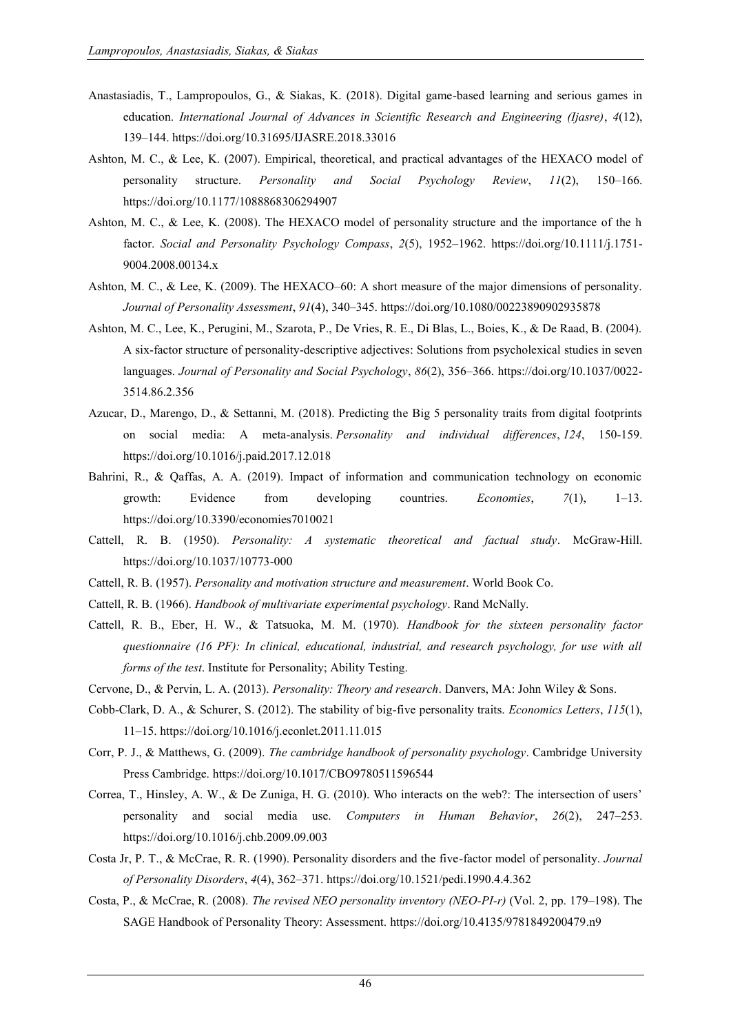Anastasiadis, T., Lampropoulos, G., & Siakas, K. (2018). Digital game-based learning and serious games in education. *International Journal of Advances in Scientific Research and Engineering (Ijasre)*, *4*(12), 139–144. https://doi.org/10.31695/IJASRE.2018.33016

Ashton, M. C., & Lee, K. (2007). Empirical, theoretical, and practical advantages of the HEXACO model of personality structure. *Personality and Social Psychology Review*, *11*(2), 150–166. https://doi.org/10.1177/1088868306294907

Ashton, M. C., & Lee, K. (2008). The HEXACO model of personality structure and the importance of the h factor. *Social and Personality Psychology Compass*, *2*(5), 1952–1962. https://doi.org/10.1111/j.1751-9004.2008.00134.x

Ashton, M. C., & Lee, K. (2009). The HEXACO–60: A short measure of the major dimensions of personality. *Journal of Personality Assessment*, *91*(4), 340–345. https://doi.org/10.1080/00223890902935878

Ashton, M. C., Lee, K., Perugini, M., Szarota, P., De Vries, R. E., Di Blas, L., Boies, K., & De Raad, B. (2004). A six-factor structure of personality-descriptive adjectives: Solutions from psycholexical studies in seven languages. *Journal of Personality and Social Psychology*, *86*(2), 356–366. https://doi.org/10.1037/0022-3514.86.2.356

Azucar, D., Marengo, D., & Settanni, M. (2018). Predicting the Big 5 personality traits from digital footprints on social media: A meta-analysis. *Personality and individual differences*, *124*, 150-159. https://doi.org/10.1016/j.paid.2017.12.018

Bahrini, R., & Qaffas, A. A. (2019). Impact of information and communication technology on economic growth: Evidence from developing countries. *Economies*, *7*(1), 1–13. https://doi.org/10.3390/economies7010021

Cattell, R. B. (1950). *Personality: A systematic theoretical and factual study*. McGraw-Hill. https://doi.org/10.1037/10773-000

Cattell, R. B. (1957). *Personality and motivation structure and measurement*. World Book Co.

Cattell, R. B. (1966). *Handbook of multivariate experimental psychology*. Rand McNally.

Cattell, R. B., Eber, H. W., & Tatsuoka, M. M. (1970). *Handbook for the sixteen personality factor questionnaire (16 PF): In clinical, educational, industrial, and research psychology, for use with all forms of the test*. Institute for Personality; Ability Testing.

Cervone, D., & Pervin, L. A. (2013). *Personality: Theory and research*. Danvers, MA: John Wiley & Sons.

Cobb-Clark, D. A., & Schurer, S. (2012). The stability of big-five personality traits. *Economics Letters*, *115*(1), 11–15. https://doi.org/10.1016/j.econlet.2011.11.015

Corr, P. J., & Matthews, G. (2009). *The cambridge handbook of personality psychology*. Cambridge University Press Cambridge. https://doi.org/10.1017/CBO9780511596544

Correa, T., Hinsley, A. W., & De Zuniga, H. G. (2010). Who interacts on the web?: The intersection of users' personality and social media use. *Computers in Human Behavior*, *26*(2), 247–253. https://doi.org/10.1016/j.chb.2009.09.003

Costa Jr, P. T., & McCrae, R. R. (1990). Personality disorders and the five-factor model of personality. *Journal of Personality Disorders*, *4*(4), 362–371. https://doi.org/10.1521/pedi.1990.4.4.362

Costa, P., & McCrae, R. (2008). *The revised NEO personality inventory (NEO-PI-r)* (Vol. 2, pp. 179–198). The SAGE Handbook of Personality Theory: Assessment. https://doi.org/10.4135/9781849200479.n9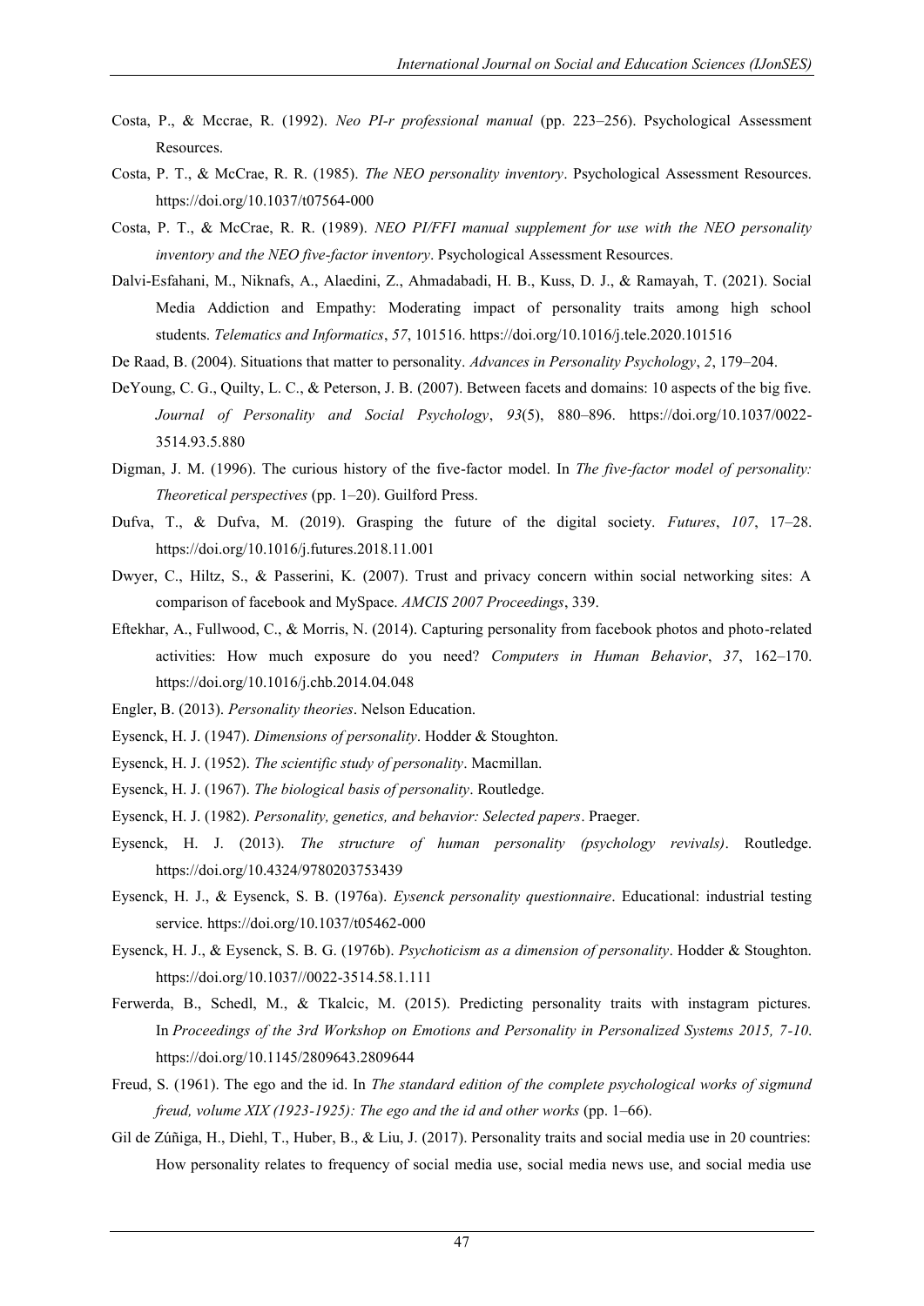Costa, P., & Mccrae, R. (1992). *Neo PI-r professional manual* (pp. 223–256). Psychological Assessment Resources.

Costa, P. T., & McCrae, R. R. (1985). *The NEO personality inventory*. Psychological Assessment Resources. https://doi.org/10.1037/t07564-000

Costa, P. T., & McCrae, R. R. (1989). *NEO PI/FFI manual supplement for use with the NEO personality inventory and the NEO five-factor inventory*. Psychological Assessment Resources.

Dalvi-Esfahani, M., Niknafs, A., Alaedini, Z., Ahmadabadi, H. B., Kuss, D. J., & Ramayah, T. (2021). Social Media Addiction and Empathy: Moderating impact of personality traits among high school students. *Telematics and Informatics*, *57*, 101516. https://doi.org/10.1016/j.tele.2020.101516

De Raad, B. (2004). Situations that matter to personality. *Advances in Personality Psychology*, *2*, 179–204.

DeYoung, C. G., Quilty, L. C., & Peterson, J. B. (2007). Between facets and domains: 10 aspects of the big five. *Journal of Personality and Social Psychology*, *93*(5), 880–896. https://doi.org/10.1037/0022-3514.93.5.880

Digman, J. M. (1996). The curious history of the five-factor model. In *The five-factor model of personality: Theoretical perspectives* (pp. 1–20). Guilford Press.

Dufva, T., & Dufva, M. (2019). Grasping the future of the digital society. *Futures*, *107*, 17–28. https://doi.org/10.1016/j.futures.2018.11.001

Dwyer, C., Hiltz, S., & Passerini, K. (2007). Trust and privacy concern within social networking sites: A comparison of facebook and MySpace. *AMCIS 2007 Proceedings*, 339.

Eftekhar, A., Fullwood, C., & Morris, N. (2014). Capturing personality from facebook photos and photo-related activities: How much exposure do you need? *Computers in Human Behavior*, *37*, 162–170. https://doi.org/10.1016/j.chb.2014.04.048

Engler, B. (2013). *Personality theories*. Nelson Education.

Eysenck, H. J. (1947). *Dimensions of personality*. Hodder & Stoughton.

Eysenck, H. J. (1952). *The scientific study of personality*. Macmillan.

Eysenck, H. J. (1967). *The biological basis of personality*. Routledge.

Eysenck, H. J. (1982). *Personality, genetics, and behavior: Selected papers*. Praeger.

Eysenck, H. J. (2013). *The structure of human personality (psychology revivals)*. Routledge. https://doi.org/10.4324/9780203753439

Eysenck, H. J., & Eysenck, S. B. (1976a). *Eysenck personality questionnaire*. Educational: industrial testing service. https://doi.org/10.1037/t05462-000

Eysenck, H. J., & Eysenck, S. B. G. (1976b). *Psychoticism as a dimension of personality*. Hodder & Stoughton. https://doi.org/10.1037//0022-3514.58.1.111

Ferwerda, B., Schedl, M., & Tkalcic, M. (2015). Predicting personality traits with instagram pictures. In *Proceedings of the 3rd Workshop on Emotions and Personality in Personalized Systems 2015, 7-10*. https://doi.org/10.1145/2809643.2809644

Freud, S. (1961). The ego and the id. In *The standard edition of the complete psychological works of sigmund freud, volume XIX (1923-1925): The ego and the id and other works* (pp. 1–66).

Gil de Zúñiga, H., Diehl, T., Huber, B., & Liu, J. (2017). Personality traits and social media use in 20 countries: How personality relates to frequency of social media use, social media news use, and social media use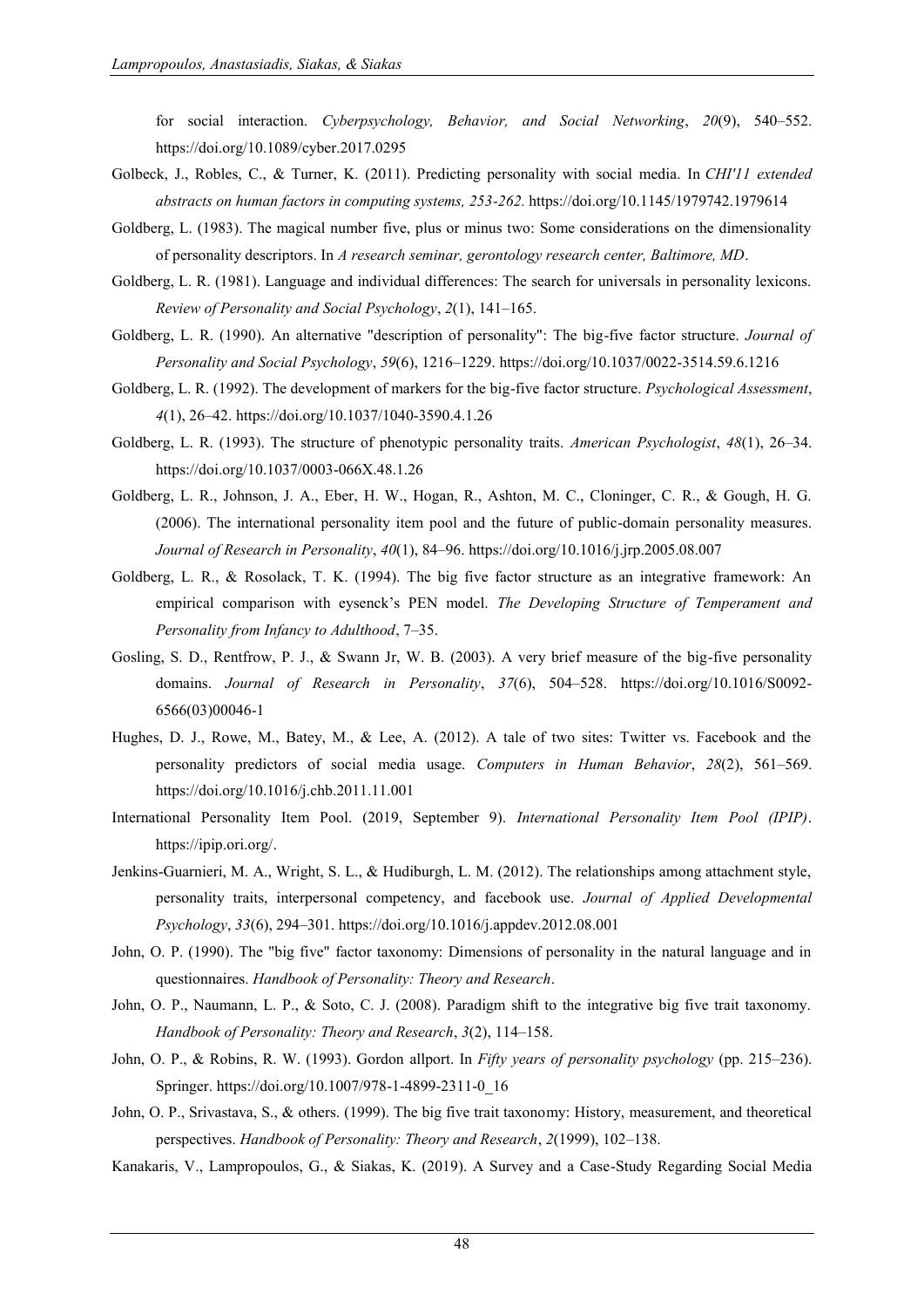for social interaction. *Cyberpsychology, Behavior, and Social Networking*, *20*(9), 540–552. https://doi.org/10.1089/cyber.2017.0295

Golbeck, J., Robles, C., & Turner, K. (2011). Predicting personality with social media. In *CHI'11 extended abstracts on human factors in computing systems, 253-262.* https://doi.org/10.1145/1979742.1979614

Goldberg, L. (1983). The magical number five, plus or minus two: Some considerations on the dimensionality of personality descriptors. In *A research seminar, gerontology research center, Baltimore, MD*.

Goldberg, L. R. (1981). Language and individual differences: The search for universals in personality lexicons. *Review of Personality and Social Psychology*, *2*(1), 141–165.

Goldberg, L. R. (1990). An alternative "description of personality": The big-five factor structure. *Journal of Personality and Social Psychology*, *59*(6), 1216–1229. https://doi.org/10.1037/0022-3514.59.6.1216

Goldberg, L. R. (1992). The development of markers for the big-five factor structure. *Psychological Assessment*, *4*(1), 26–42. https://doi.org/10.1037/1040-3590.4.1.26

Goldberg, L. R. (1993). The structure of phenotypic personality traits. *American Psychologist*, *48*(1), 26–34. https://doi.org/10.1037/0003-066X.48.1.26

Goldberg, L. R., Johnson, J. A., Eber, H. W., Hogan, R., Ashton, M. C., Cloninger, C. R., & Gough, H. G. (2006). The international personality item pool and the future of public-domain personality measures. *Journal of Research in Personality*, *40*(1), 84–96. https://doi.org/10.1016/j.jrp.2005.08.007

Goldberg, L. R., & Rosolack, T. K. (1994). The big five factor structure as an integrative framework: An empirical comparison with eysenck's PEN model. *The Developing Structure of Temperament and Personality from Infancy to Adulthood*, 7–35.

Gosling, S. D., Rentfrow, P. J., & Swann Jr, W. B. (2003). A very brief measure of the big-five personality domains. *Journal of Research in Personality*, *37*(6), 504–528. https://doi.org/10.1016/S0092-6566(03)00046-1

Hughes, D. J., Rowe, M., Batey, M., & Lee, A. (2012). A tale of two sites: Twitter vs. Facebook and the personality predictors of social media usage. *Computers in Human Behavior*, *28*(2), 561–569. https://doi.org/10.1016/j.chb.2011.11.001

International Personality Item Pool. (2019, September 9). *International Personality Item Pool (IPIP)*. https://ipip.ori.org/.

Jenkins-Guarnieri, M. A., Wright, S. L., & Hudiburgh, L. M. (2012). The relationships among attachment style, personality traits, interpersonal competency, and facebook use. *Journal of Applied Developmental Psychology*, *33*(6), 294–301. https://doi.org/10.1016/j.appdev.2012.08.001

John, O. P. (1990). The "big five" factor taxonomy: Dimensions of personality in the natural language and in questionnaires. *Handbook of Personality: Theory and Research*.

John, O. P., Naumann, L. P., & Soto, C. J. (2008). Paradigm shift to the integrative big five trait taxonomy. *Handbook of Personality: Theory and Research*, *3*(2), 114–158.

John, O. P., & Robins, R. W. (1993). Gordon allport. In *Fifty years of personality psychology* (pp. 215–236). Springer. https://doi.org/10.1007/978-1-4899-2311-0_16

John, O. P., Srivastava, S., & others. (1999). The big five trait taxonomy: History, measurement, and theoretical perspectives. *Handbook of Personality: Theory and Research*, *2*(1999), 102–138.

Kanakaris, V., Lampropoulos, G., & Siakas, K. (2019). A Survey and a Case-Study Regarding Social Media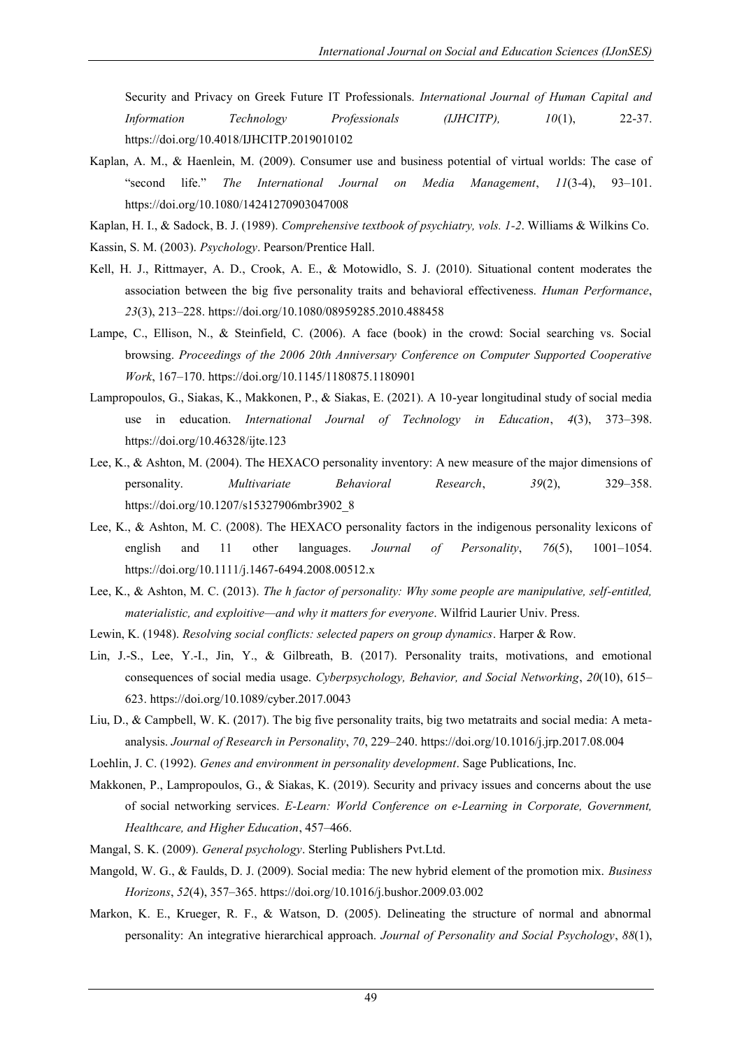Security and Privacy on Greek Future IT Professionals. *International Journal of Human Capital and Information Technology Professionals (IJHCITP), 10*(1), 22-37. https://doi.org/10.4018/IJHCITP.2019010102

Kaplan, A. M., & Haenlein, M. (2009). Consumer use and business potential of virtual worlds: The case of "second life." *The International Journal on Media Management*, *11*(3-4), 93–101. https://doi.org/10.1080/14241270903047008

Kaplan, H. I., & Sadock, B. J. (1989). *Comprehensive textbook of psychiatry, vols. 1-2*. Williams & Wilkins Co.

Kassin, S. M. (2003). *Psychology*. Pearson/Prentice Hall.

Kell, H. J., Rittmayer, A. D., Crook, A. E., & Motowidlo, S. J. (2010). Situational content moderates the association between the big five personality traits and behavioral effectiveness. *Human Performance*, *23*(3), 213–228. https://doi.org/10.1080/08959285.2010.488458

Lampe, C., Ellison, N., & Steinfield, C. (2006). A face (book) in the crowd: Social searching vs. Social browsing. *Proceedings of the 2006 20th Anniversary Conference on Computer Supported Cooperative Work*, 167–170. https://doi.org/10.1145/1180875.1180901

Lampropoulos, G., Siakas, K., Makkonen, P., & Siakas, E. (2021). A 10-year longitudinal study of social media use in education. *International Journal of Technology in Education*, *4*(3), 373–398. https://doi.org/10.46328/ijte.123

Lee, K., & Ashton, M. (2004). The HEXACO personality inventory: A new measure of the major dimensions of personality. *Multivariate Behavioral Research*, *39*(2), 329–358. https://doi.org/10.1207/s15327906mbr3902_8

Lee, K., & Ashton, M. C. (2008). The HEXACO personality factors in the indigenous personality lexicons of english and 11 other languages. *Journal of Personality*, *76*(5), 1001–1054. https://doi.org/10.1111/j.1467-6494.2008.00512.x

Lee, K., & Ashton, M. C. (2013). *The h factor of personality: Why some people are manipulative, self-entitled, materialistic, and exploitive—and why it matters for everyone*. Wilfrid Laurier Univ. Press.

Lewin, K. (1948). *Resolving social conflicts: selected papers on group dynamics*. Harper & Row.

Lin, J.-S., Lee, Y.-I., Jin, Y., & Gilbreath, B. (2017). Personality traits, motivations, and emotional consequences of social media usage. *Cyberpsychology, Behavior, and Social Networking*, *20*(10), 615–623. https://doi.org/10.1089/cyber.2017.0043

Liu, D., & Campbell, W. K. (2017). The big five personality traits, big two metatraits and social media: A meta-analysis. *Journal of Research in Personality*, *70*, 229–240. https://doi.org/10.1016/j.jrp.2017.08.004

Loehlin, J. C. (1992). *Genes and environment in personality development*. Sage Publications, Inc.

Makkonen, P., Lampropoulos, G., & Siakas, K. (2019). Security and privacy issues and concerns about the use of social networking services. *E-Learn: World Conference on e-Learning in Corporate, Government, Healthcare, and Higher Education*, 457–466.

Mangal, S. K. (2009). *General psychology*. Sterling Publishers Pvt.Ltd.

Mangold, W. G., & Faulds, D. J. (2009). Social media: The new hybrid element of the promotion mix. *Business Horizons*, *52*(4), 357–365. https://doi.org/10.1016/j.bushor.2009.03.002

Markon, K. E., Krueger, R. F., & Watson, D. (2005). Delineating the structure of normal and abnormal personality: An integrative hierarchical approach. *Journal of Personality and Social Psychology*, *88*(1),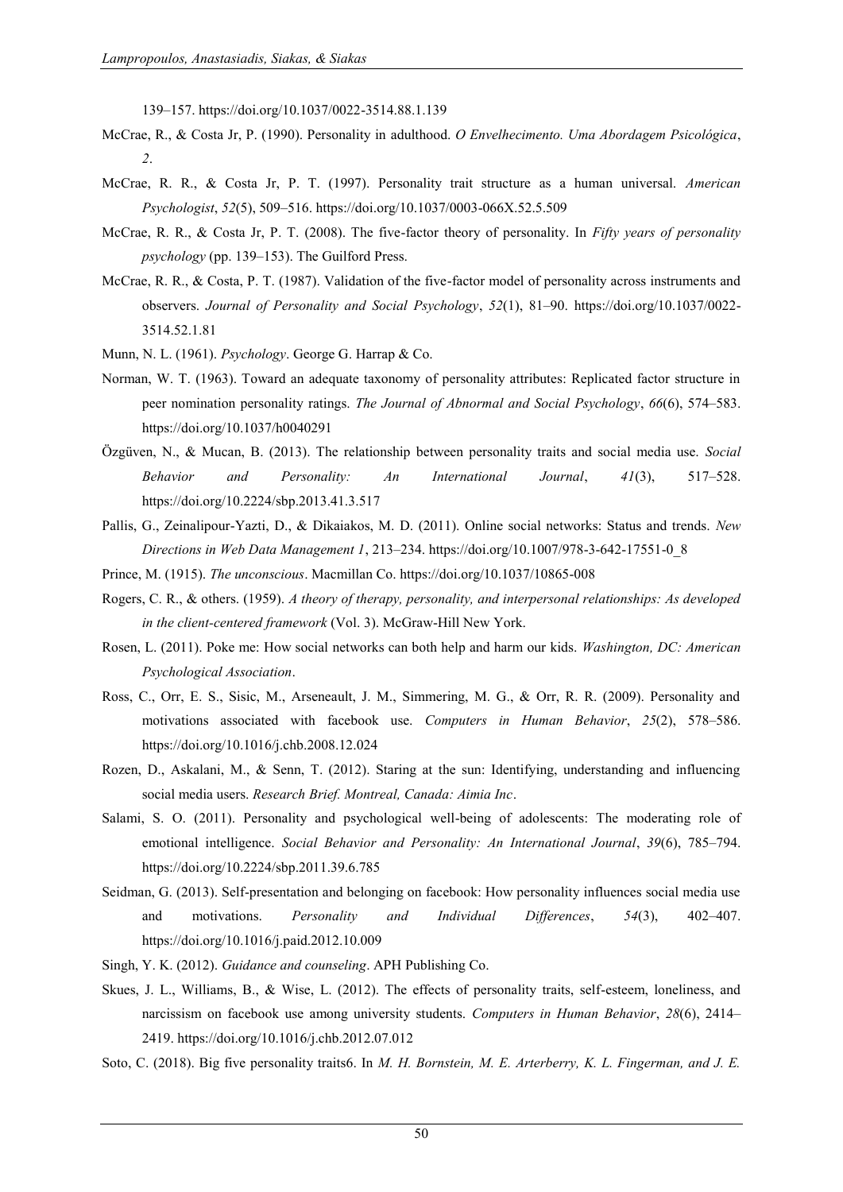139–157. https://doi.org/10.1037/0022-3514.88.1.139

McCrae, R., & Costa Jr, P. (1990). Personality in adulthood. *O Envelhecimento. Uma Abordagem Psicológica*, *2*.

McCrae, R. R., & Costa Jr, P. T. (1997). Personality trait structure as a human universal. *American Psychologist*, *52*(5), 509–516. https://doi.org/10.1037/0003-066X.52.5.509

McCrae, R. R., & Costa Jr, P. T. (2008). The five-factor theory of personality. In *Fifty years of personality psychology* (pp. 139–153). The Guilford Press.

McCrae, R. R., & Costa, P. T. (1987). Validation of the five-factor model of personality across instruments and observers. *Journal of Personality and Social Psychology*, *52*(1), 81–90. https://doi.org/10.1037/0022-3514.52.1.81

Munn, N. L. (1961). *Psychology*. George G. Harrap & Co.

Norman, W. T. (1963). Toward an adequate taxonomy of personality attributes: Replicated factor structure in peer nomination personality ratings. *The Journal of Abnormal and Social Psychology*, *66*(6), 574–583. https://doi.org/10.1037/h0040291

Özgüven, N., & Mucan, B. (2013). The relationship between personality traits and social media use. *Social Behavior and Personality: An International Journal*, *41*(3), 517–528. https://doi.org/10.2224/sbp.2013.41.3.517

Pallis, G., Zeinalipour-Yazti, D., & Dikaiakos, M. D. (2011). Online social networks: Status and trends. *New Directions in Web Data Management 1*, 213–234. https://doi.org/10.1007/978-3-642-17551-0_8

Prince, M. (1915). *The unconscious*. Macmillan Co. https://doi.org/10.1037/10865-008

Rogers, C. R., & others. (1959). *A theory of therapy, personality, and interpersonal relationships: As developed in the client-centered framework* (Vol. 3). McGraw-Hill New York.

Rosen, L. (2011). Poke me: How social networks can both help and harm our kids. *Washington, DC: American Psychological Association*.

Ross, C., Orr, E. S., Sisic, M., Arseneault, J. M., Simmering, M. G., & Orr, R. R. (2009). Personality and motivations associated with facebook use. *Computers in Human Behavior*, *25*(2), 578–586. https://doi.org/10.1016/j.chb.2008.12.024

Rozen, D., Askalani, M., & Senn, T. (2012). Staring at the sun: Identifying, understanding and influencing social media users. *Research Brief. Montreal, Canada: Aimia Inc*.

Salami, S. O. (2011). Personality and psychological well-being of adolescents: The moderating role of emotional intelligence. *Social Behavior and Personality: An International Journal*, *39*(6), 785–794. https://doi.org/10.2224/sbp.2011.39.6.785

Seidman, G. (2013). Self-presentation and belonging on facebook: How personality influences social media use and motivations. *Personality and Individual Differences*, *54*(3), 402–407. https://doi.org/10.1016/j.paid.2012.10.009

Singh, Y. K. (2012). *Guidance and counseling*. APH Publishing Co.

Skues, J. L., Williams, B., & Wise, L. (2012). The effects of personality traits, self-esteem, loneliness, and narcissism on facebook use among university students. *Computers in Human Behavior*, *28*(6), 2414–2419. https://doi.org/10.1016/j.chb.2012.07.012

Soto, C. (2018). Big five personality traits6. In *M. H. Bornstein, M. E. Arterberry, K. L. Fingerman, and J. E.*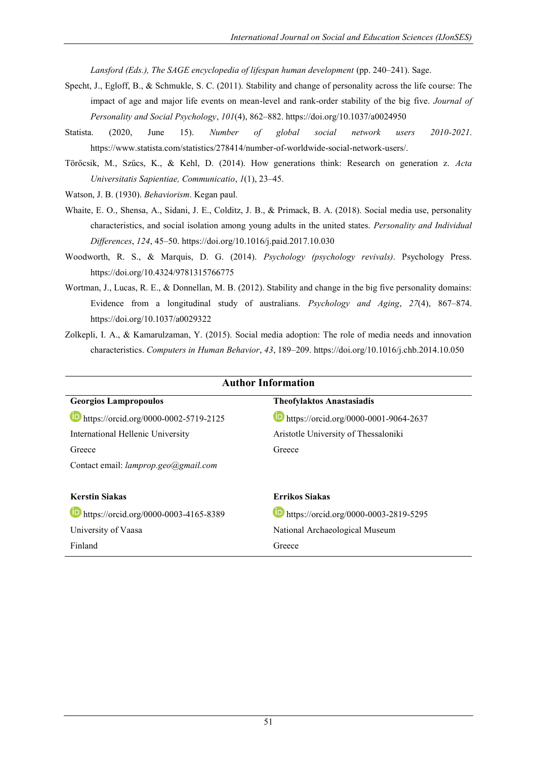Lansford (Eds.), *The SAGE encyclopedia of lifespan human development* (pp. 240–241). Sage.

Specht, J., Egloff, B., & Schmukle, S. C. (2011). Stability and change of personality across the life course: The impact of age and major life events on mean-level and rank-order stability of the big five. *Journal of Personality and Social Psychology*, *101*(4), 862–882. https://doi.org/10.1037/a0024950

Statista. (2020, June 15). *Number of global social network users 2010-2021*. https://www.statista.com/statistics/278414/number-of-worldwide-social-network-users/.

Törőcsik, M., Szűcs, K., & Kehl, D. (2014). How generations think: Research on generation z. *Acta Universitatis Sapientiae, Communicatio*, *1*(1), 23–45.

Watson, J. B. (1930). *Behaviorism*. Kegan paul.

Whaite, E. O., Shensa, A., Sidani, J. E., Colditz, J. B., & Primack, B. A. (2018). Social media use, personality characteristics, and social isolation among young adults in the united states. *Personality and Individual Differences*, *124*, 45–50. https://doi.org/10.1016/j.paid.2017.10.030

Woodworth, R. S., & Marquis, D. G. (2014). *Psychology (psychology revivals)*. Psychology Press. https://doi.org/10.4324/9781315766775

Wortman, J., Lucas, R. E., & Donnellan, M. B. (2012). Stability and change in the big five personality domains: Evidence from a longitudinal study of australians. *Psychology and Aging*, *27*(4), 867–874. https://doi.org/10.1037/a0029322

Zolkepli, I. A., & Kamarulzaman, Y. (2015). Social media adoption: The role of media needs and innovation characteristics. *Computers in Human Behavior*, *43*, 189–209. https://doi.org/10.1016/j.chb.2014.10.050

## Author Information

**Georgios Lampropoulos**
https://orcid.org/0000-0002-5719-2125
International Hellenic University
Greece
Contact email: *lamprop.geo@gmail.com*

**Theofylaktos Anastasiadis**
https://orcid.org/0000-0001-9064-2637
Aristotle University of Thessaloniki
Greece

**Kerstin Siakas**
https://orcid.org/0000-0003-4165-8389
University of Vaasa
Finland

**Errikos Siakas**
https://orcid.org/0000-0003-2819-5295
National Archaeological Museum
Greece